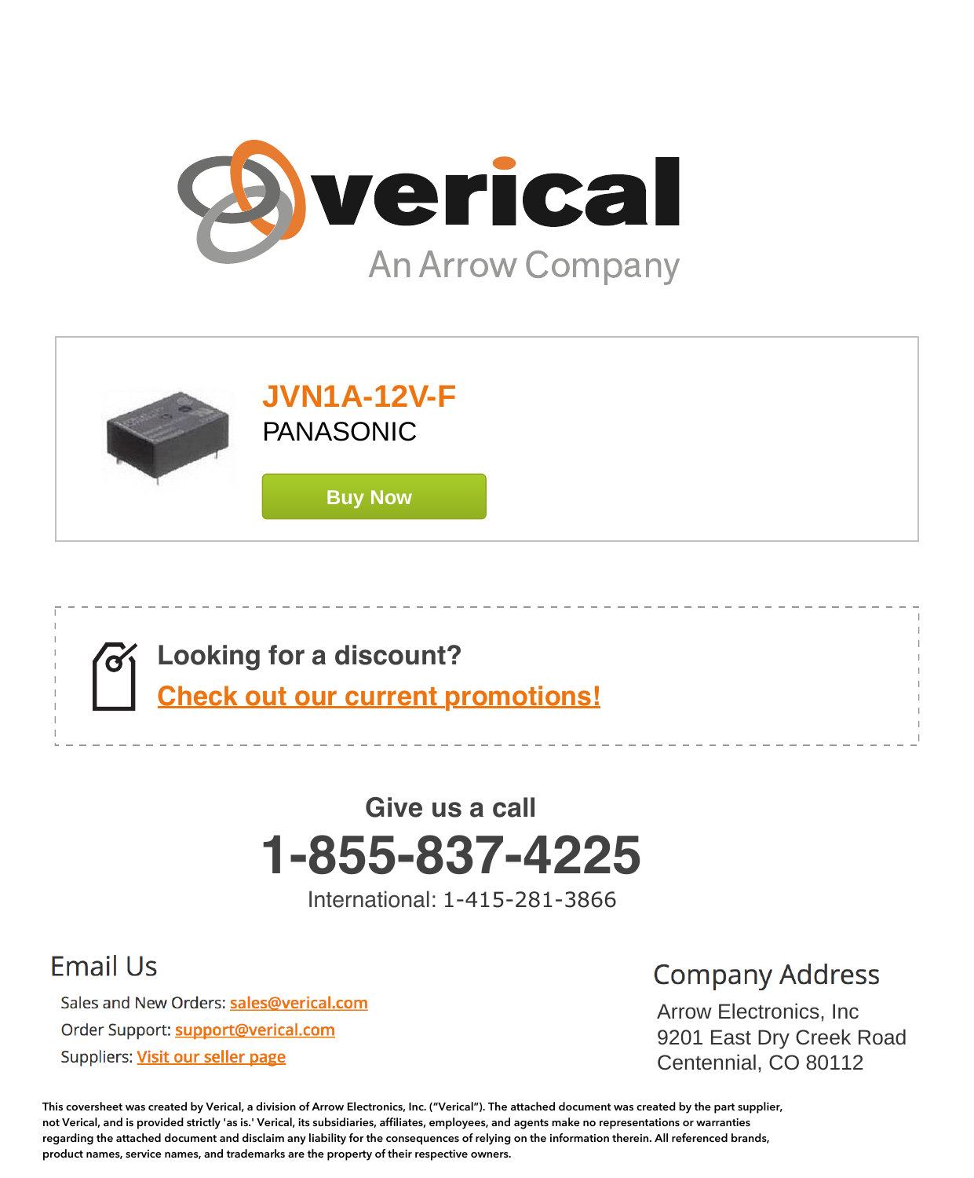# verical

An Arrow Company

## JVN1A-12V-F

PANASONIC

Buy Now

**Looking for a discount?**

**Check out our current promotions!**

## Give us a call

# 1-855-837-4225

International: 1-415-281-3866

## Email Us

Sales and New Orders: sales@verical.com

Order Support: support@verical.com

Suppliers: Visit our seller page

## Company Address

Arrow Electronics, Inc
9201 East Dry Creek Road
Centennial, CO 80112

**This coversheet was created by Verical, a division of Arrow Electronics, Inc. ("Verical"). The attached document was created by the part supplier, not Verical, and is provided strictly 'as is.' Verical, its subsidiaries, affiliates, employees, and agents make no representations or warranties regarding the attached document and disclaim any liability for the consequences of relying on the information therein. All referenced brands, product names, service names, and trademarks are the property of their respective owners.**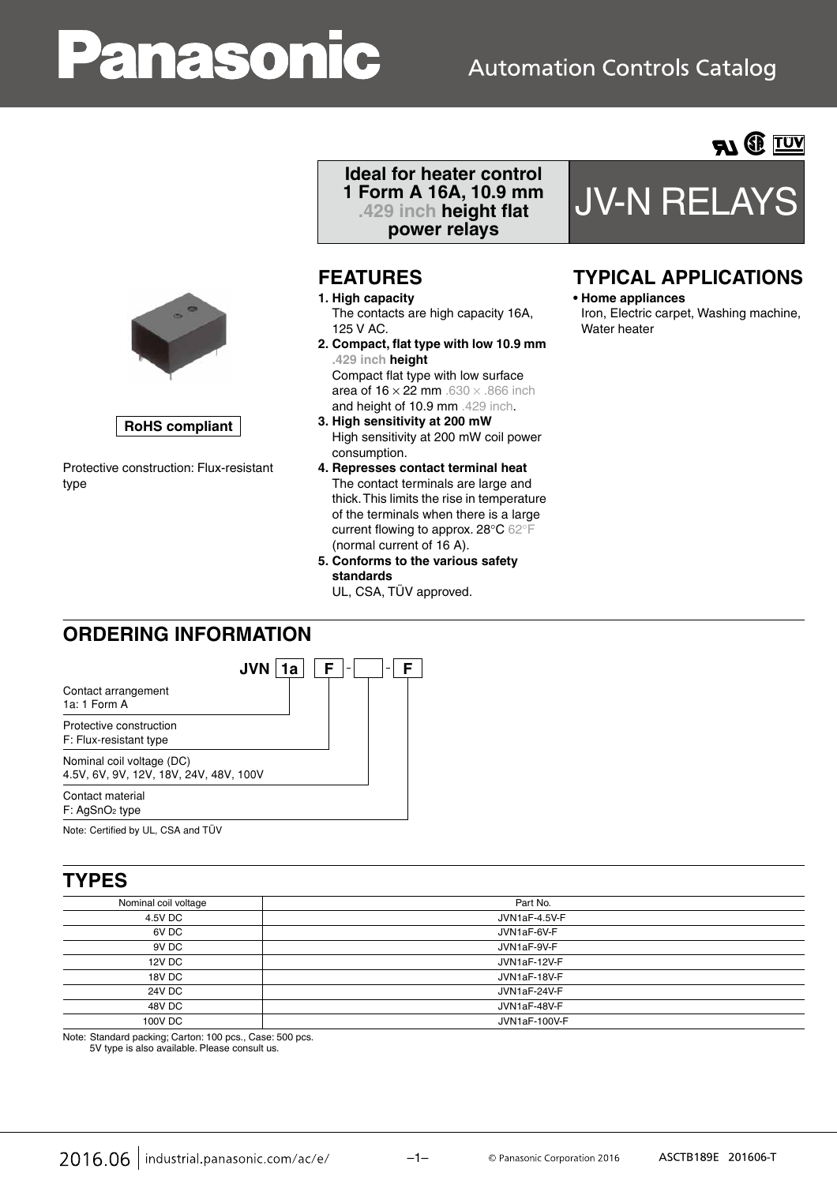Panasonic

Automation Controls Catalog

# JV-N RELAYS

**Ideal for heater control 1 Form A 16A, 10.9 mm .429 inch height flat power relays**

RoHS compliant

Protective construction: Flux-resistant type

## FEATURES

1. **High capacity**
   The contacts are high capacity 16A, 125 V AC.
2. **Compact, flat type with low 10.9 mm .429 inch height**
   Compact flat type with low surface area of 16 × 22 mm .630 × .866 inch and height of 10.9 mm .429 inch.
3. **High sensitivity at 200 mW**
   High sensitivity at 200 mW coil power consumption.
4. **Represses contact terminal heat**
   The contact terminals are large and thick. This limits the rise in temperature of the terminals when there is a large current flowing to approx. 28°C 62°F (normal current of 16 A).
5. **Conforms to the various safety standards**
   UL, CSA, TÜV approved.

## TYPICAL APPLICATIONS

- **Home appliances**
  Iron, Electric carpet, Washing machine, Water heater

## ORDERING INFORMATION

JVN [1a] [F] - [ ] - [F]

Contact arrangement
1a: 1 Form A

Protective construction
F: Flux-resistant type

Nominal coil voltage (DC)
4.5V, 6V, 9V, 12V, 18V, 24V, 48V, 100V

Contact material
F: $AgSnO_2$ type

Note: Certified by UL, CSA and TÜV

## TYPES

| Nominal coil voltage | Part No. |
|---|---|
| 4.5V DC | JVN1aF-4.5V-F |
| 6V DC | JVN1aF-6V-F |
| 9V DC | JVN1aF-9V-F |
| 12V DC | JVN1aF-12V-F |
| 18V DC | JVN1aF-18V-F |
| 24V DC | JVN1aF-24V-F |
| 48V DC | JVN1aF-48V-F |
| 100V DC | JVN1aF-100V-F |

Note: Standard packing; Carton: 100 pcs., Case: 500 pcs.
5V type is also available. Please consult us.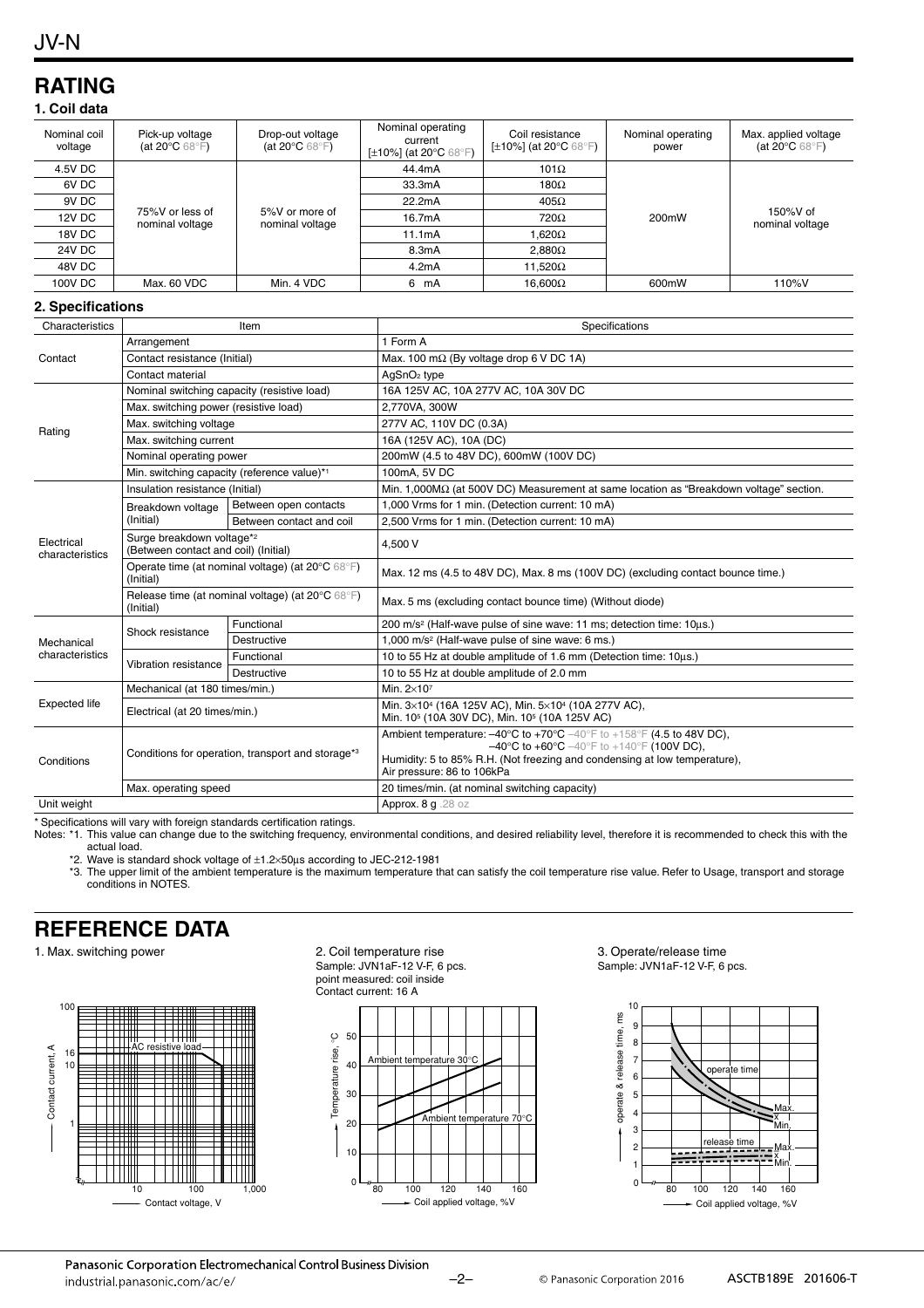## RATING

### 1. Coil data

| Nominal coil voltage | Pick-up voltage (at 20°C 68°F) | Drop-out voltage (at 20°C 68°F) | Nominal operating current [±10%] (at 20°C 68°F) | Coil resistance [±10%] (at 20°C 68°F) | Nominal operating power | Max. applied voltage (at 20°C 68°F) |
|---|---|---|---|---|---|---|
| 4.5V DC | 75%V or less of nominal voltage | 5%V or more of nominal voltage | 44.4mA | 101Ω | 200mW | 150%V of nominal voltage |
| 6V DC | | | 33.3mA | 180Ω | | |
| 9V DC | | | 22.2mA | 405Ω | | |
| 12V DC | | | 16.7mA | 720Ω | | |
| 18V DC | | | 11.1mA | 1,620Ω | | |
| 24V DC | | | 8.3mA | 2,880Ω | | |
| 48V DC | | | 4.2mA | 11,520Ω | | |
| 100V DC | Max. 60 VDC | Min. 4 VDC | 6 mA | 16,600Ω | 600mW | 110%V |

### 2. Specifications

| Characteristics | Item | | Specifications |
|---|---|---|---|
| Contact | Arrangement | | 1 Form A |
| | Contact resistance (Initial) | | Max. 100 mΩ (By voltage drop 6 V DC 1A) |
| | Contact material | | $AgSnO_2$ type |
| Rating | Nominal switching capacity (resistive load) | | 16A 125V AC, 10A 277V AC, 10A 30V DC |
| | Max. switching power (resistive load) | | 2,770VA, 300W |
| | Max. switching voltage | | 277V AC, 110V DC (0.3A) |
| | Max. switching current | | 16A (125V AC), 10A (DC) |
| | Nominal operating power | | 200mW (4.5 to 48V DC), 600mW (100V DC) |
| | Min. switching capacity (reference value)*1 | | 100mA, 5V DC |
| Electrical characteristics | Insulation resistance (Initial) | | Min. 1,000MΩ (at 500V DC) Measurement at same location as "Breakdown voltage" section. |
| | Breakdown voltage (Initial) | Between open contacts | 1,000 Vrms for 1 min. (Detection current: 10 mA) |
| | | Between contact and coil | 2,500 Vrms for 1 min. (Detection current: 10 mA) |
| | Surge breakdown voltage*2 (Between contact and coil) (Initial) | | 4,500 V |
| | Operate time (at nominal voltage) (at 20°C 68°F) (Initial) | | Max. 12 ms (4.5 to 48V DC), Max. 8 ms (100V DC) (excluding contact bounce time.) |
| | Release time (at nominal voltage) (at 20°C 68°F) (Initial) | | Max. 5 ms (excluding contact bounce time) (Without diode) |
| Mechanical characteristics | Shock resistance | Functional | 200 m/s² (Half-wave pulse of sine wave: 11 ms; detection time: 10μs.) |
| | | Destructive | 1,000 m/s² (Half-wave pulse of sine wave: 6 ms.) |
| | Vibration resistance | Functional | 10 to 55 Hz at double amplitude of 1.6 mm (Detection time: 10μs.) |
| | | Destructive | 10 to 55 Hz at double amplitude of 2.0 mm |
| Expected life | Mechanical (at 180 times/min.) | | Min. $2\times10^7$ |
| | Electrical (at 20 times/min.) | | Min. $3\times10^4$ (16A 125V AC), Min. $5\times10^4$ (10A 277V AC), Min. $10^5$ (10A 30V DC), Min. $10^5$ (10A 125V AC) |
| Conditions | Conditions for operation, transport and storage*3 | | Ambient temperature: –40°C to +70°C –40°F to +158°F (4.5 to 48V DC), –40°C to +60°C –40°F to +140°F (100V DC), Humidity: 5 to 85% R.H. (Not freezing and condensing at low temperature), Air pressure: 86 to 106kPa |
| | Max. operating speed | | 20 times/min. (at nominal switching capacity) |
| Unit weight | | | Approx. 8 g .28 oz |

* Specifications will vary with foreign standards certification ratings.

Notes: *1. This value can change due to the switching frequency, environmental conditions, and desired reliability level, therefore it is recommended to check this with the actual load.

*2. Wave is standard shock voltage of ±1.2×50μs according to JEC-212-1981

*3. The upper limit of the ambient temperature is the maximum temperature that can satisfy the coil temperature rise value. Refer to Usage, transport and storage conditions in NOTES.

## REFERENCE DATA

1. Max. switching power

2. Coil temperature rise
Sample: JVN1aF-12 V-F, 6 pcs.
point measured: coil inside
Contact current: 16 A

3. Operate/release time
Sample: JVN1aF-12 V-F, 6 pcs.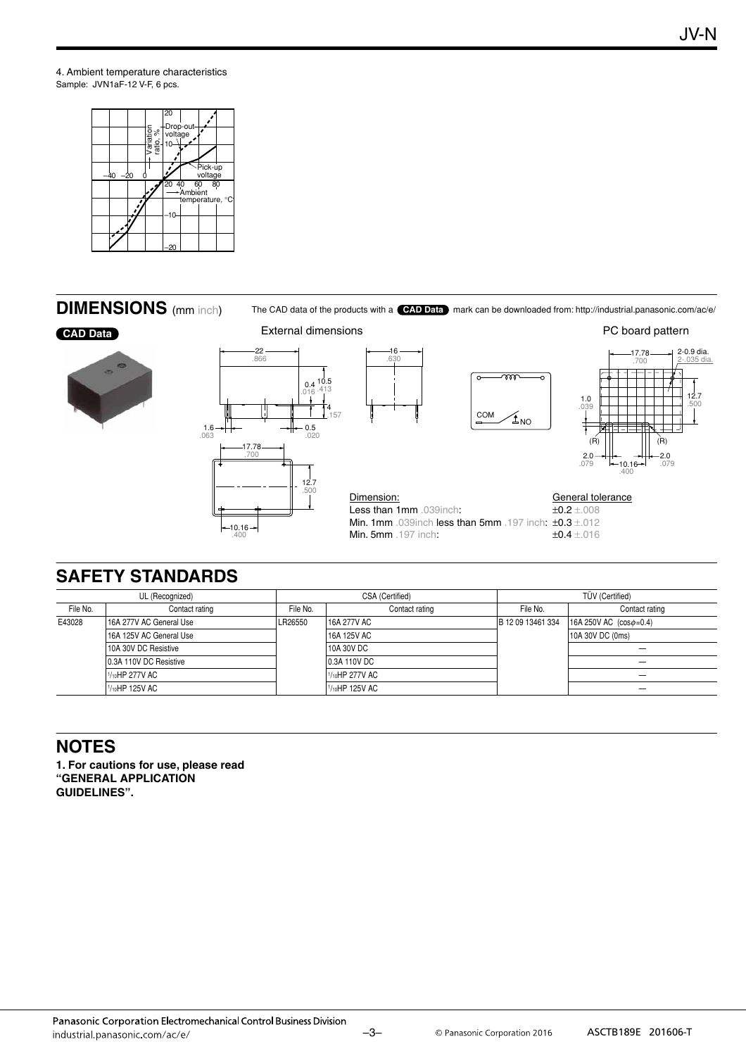4. Ambient temperature characteristics
Sample: JVN1aF-12 V-F, 6 pcs.

## DIMENSIONS (mm inch)

The CAD data of the products with a CAD Data mark can be downloaded from: http://industrial.panasonic.com/ac/e/

CAD Data

External dimensions

PC board pattern

Dimension:
Less than 1mm .039inch:
Min. 1mm .039inch less than 5mm .197 inch:
Min. 5mm .197 inch:

General tolerance
±0.2 ±.008
±0.3 ±.012
±0.4 ±.016

## SAFETY STANDARDS

| UL (Recognized) | | CSA (Certified) | | TÜV (Certified) | |
|---|---|---|---|---|---|
| File No. | Contact rating | File No. | Contact rating | File No. | Contact rating |
| E43028 | 16A 277V AC General Use | LR26550 | 16A 277V AC | B 12 09 13461 334 | 16A 250V AC ($\cos\phi$=0.4) |
| | 16A 125V AC General Use | | 16A 125V AC | | 10A 30V DC (0ms) |
| | 10A 30V DC Resistive | | 10A 30V DC | | — |
| | 0.3A 110V DC Resistive | | 0.3A 110V DC | | — |
| | 1/10HP 277V AC | | 1/10HP 277V AC | | — |
| | 1/10HP 125V AC | | 1/10HP 125V AC | | — |

## NOTES

**1. For cautions for use, please read "GENERAL APPLICATION GUIDELINES".**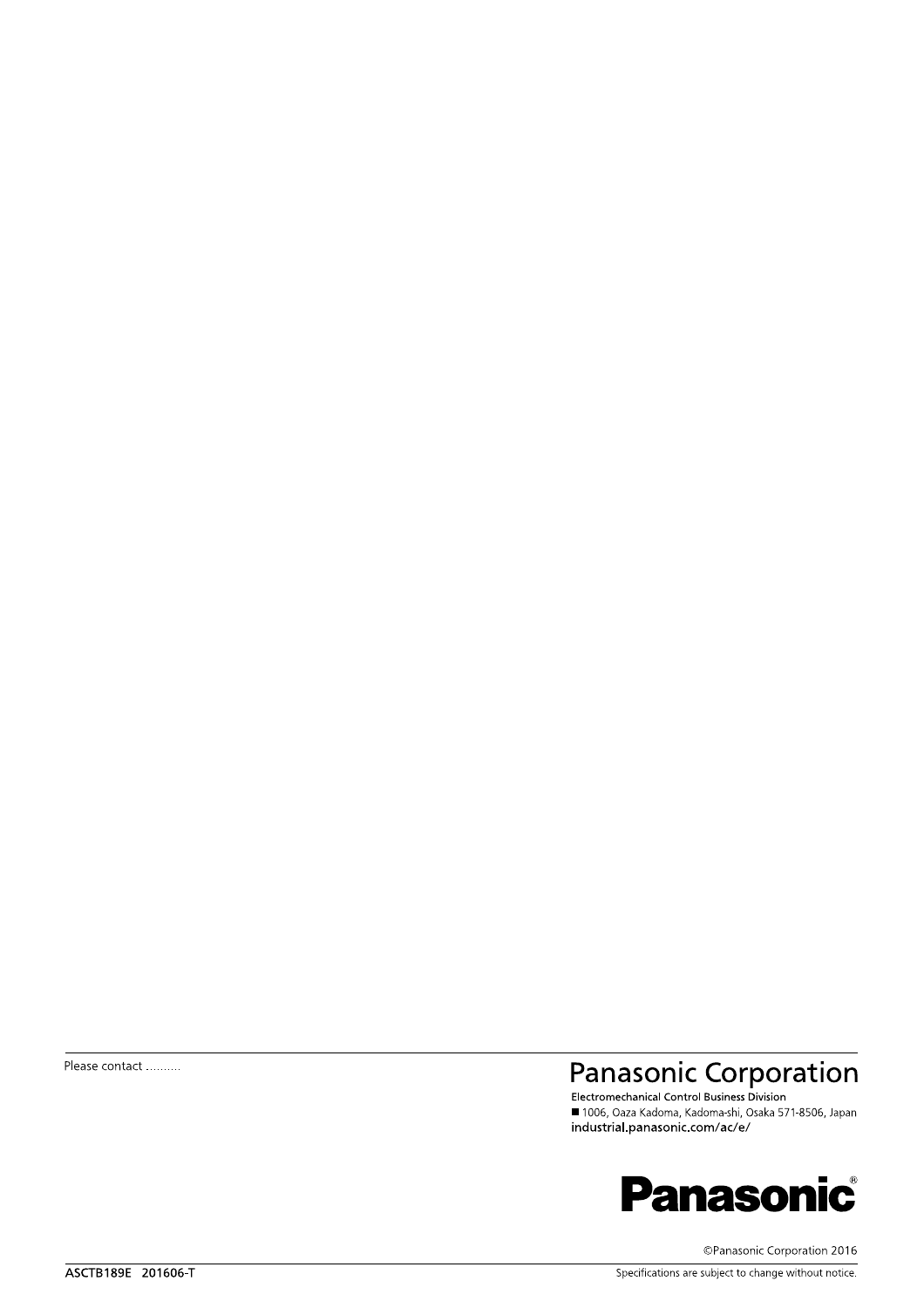Please contact ..........

**Panasonic Corporation**

Electromechanical Control Business Division

■ 1006, Oaza Kadoma, Kadoma-shi, Osaka 571-8506, Japan

industrial.panasonic.com/ac/e/

**Panasonic**®

©Panasonic Corporation 2016

ASCTB189E 201606-T

Specifications are subject to change without notice.